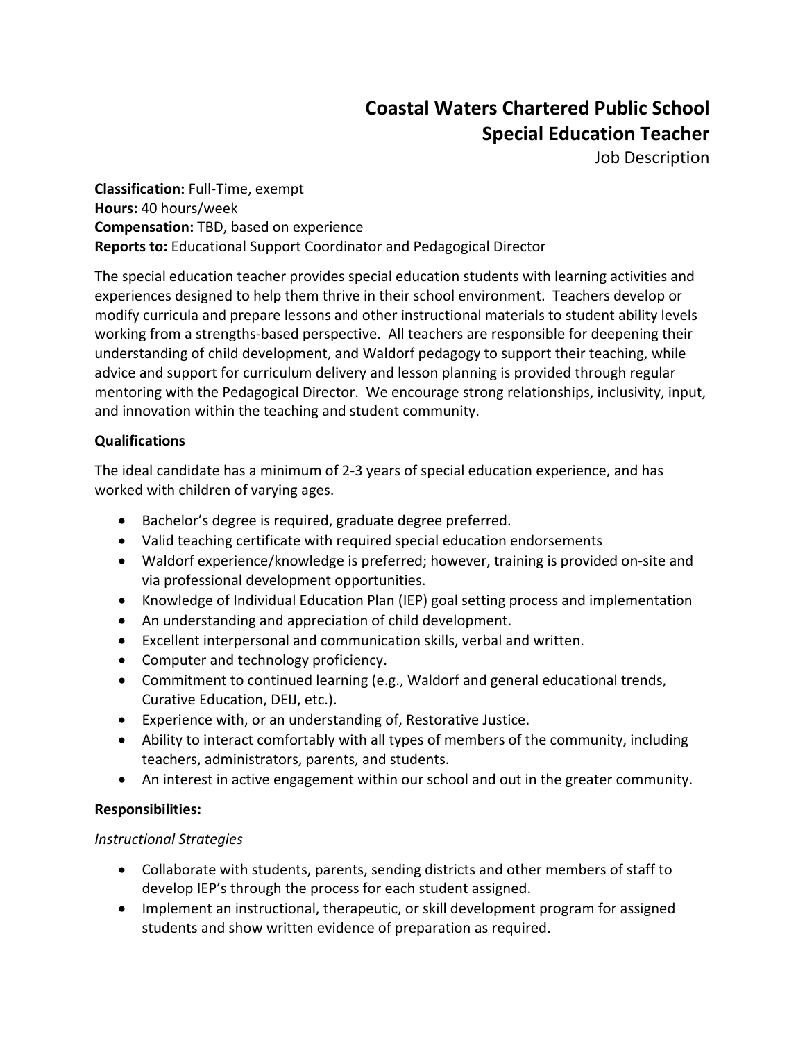# Coastal Waters Chartered Public School
## Special Education Teacher
Job Description

**Classification:** Full-Time, exempt
**Hours:** 40 hours/week
**Compensation:** TBD, based on experience
**Reports to:** Educational Support Coordinator and Pedagogical Director

The special education teacher provides special education students with learning activities and experiences designed to help them thrive in their school environment. Teachers develop or modify curricula and prepare lessons and other instructional materials to student ability levels working from a strengths-based perspective. All teachers are responsible for deepening their understanding of child development, and Waldorf pedagogy to support their teaching, while advice and support for curriculum delivery and lesson planning is provided through regular mentoring with the Pedagogical Director. We encourage strong relationships, inclusivity, input, and innovation within the teaching and student community.

**Qualifications**

The ideal candidate has a minimum of 2-3 years of special education experience, and has worked with children of varying ages.

- Bachelor's degree is required, graduate degree preferred.
- Valid teaching certificate with required special education endorsements
- Waldorf experience/knowledge is preferred; however, training is provided on-site and via professional development opportunities.
- Knowledge of Individual Education Plan (IEP) goal setting process and implementation
- An understanding and appreciation of child development.
- Excellent interpersonal and communication skills, verbal and written.
- Computer and technology proficiency.
- Commitment to continued learning (e.g., Waldorf and general educational trends, Curative Education, DEIJ, etc.).
- Experience with, or an understanding of, Restorative Justice.
- Ability to interact comfortably with all types of members of the community, including teachers, administrators, parents, and students.
- An interest in active engagement within our school and out in the greater community.

**Responsibilities:**

*Instructional Strategies*

- Collaborate with students, parents, sending districts and other members of staff to develop IEP's through the process for each student assigned.
- Implement an instructional, therapeutic, or skill development program for assigned students and show written evidence of preparation as required.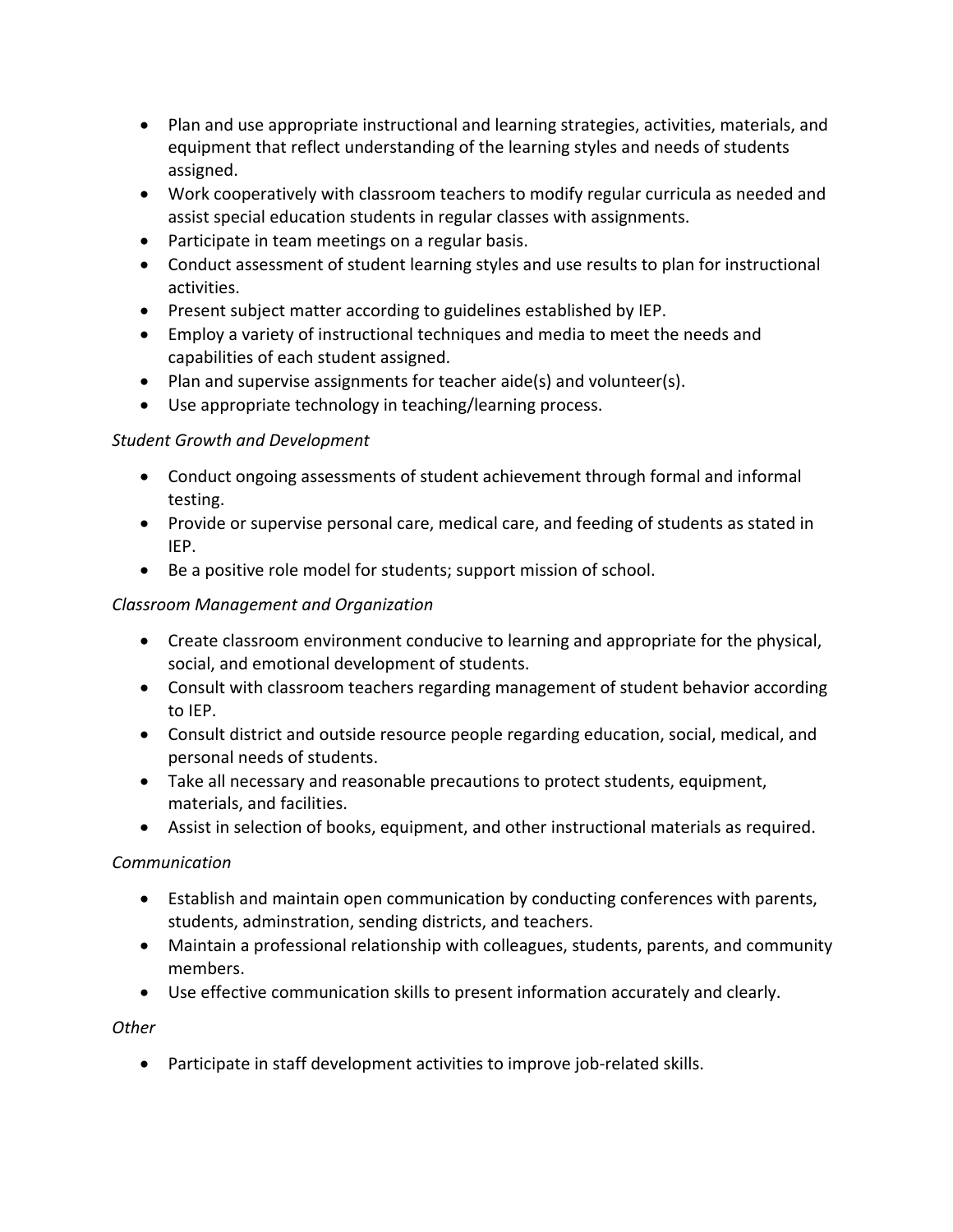- Plan and use appropriate instructional and learning strategies, activities, materials, and equipment that reflect understanding of the learning styles and needs of students assigned.
- Work cooperatively with classroom teachers to modify regular curricula as needed and assist special education students in regular classes with assignments.
- Participate in team meetings on a regular basis.
- Conduct assessment of student learning styles and use results to plan for instructional activities.
- Present subject matter according to guidelines established by IEP.
- Employ a variety of instructional techniques and media to meet the needs and capabilities of each student assigned.
- Plan and supervise assignments for teacher aide(s) and volunteer(s).
- Use appropriate technology in teaching/learning process.

*Student Growth and Development*

- Conduct ongoing assessments of student achievement through formal and informal testing.
- Provide or supervise personal care, medical care, and feeding of students as stated in IEP.
- Be a positive role model for students; support mission of school.

*Classroom Management and Organization*

- Create classroom environment conducive to learning and appropriate for the physical, social, and emotional development of students.
- Consult with classroom teachers regarding management of student behavior according to IEP.
- Consult district and outside resource people regarding education, social, medical, and personal needs of students.
- Take all necessary and reasonable precautions to protect students, equipment, materials, and facilities.
- Assist in selection of books, equipment, and other instructional materials as required.

*Communication*

- Establish and maintain open communication by conducting conferences with parents, students, adminstration, sending districts, and teachers.
- Maintain a professional relationship with colleagues, students, parents, and community members.
- Use effective communication skills to present information accurately and clearly.

*Other*

- Participate in staff development activities to improve job-related skills.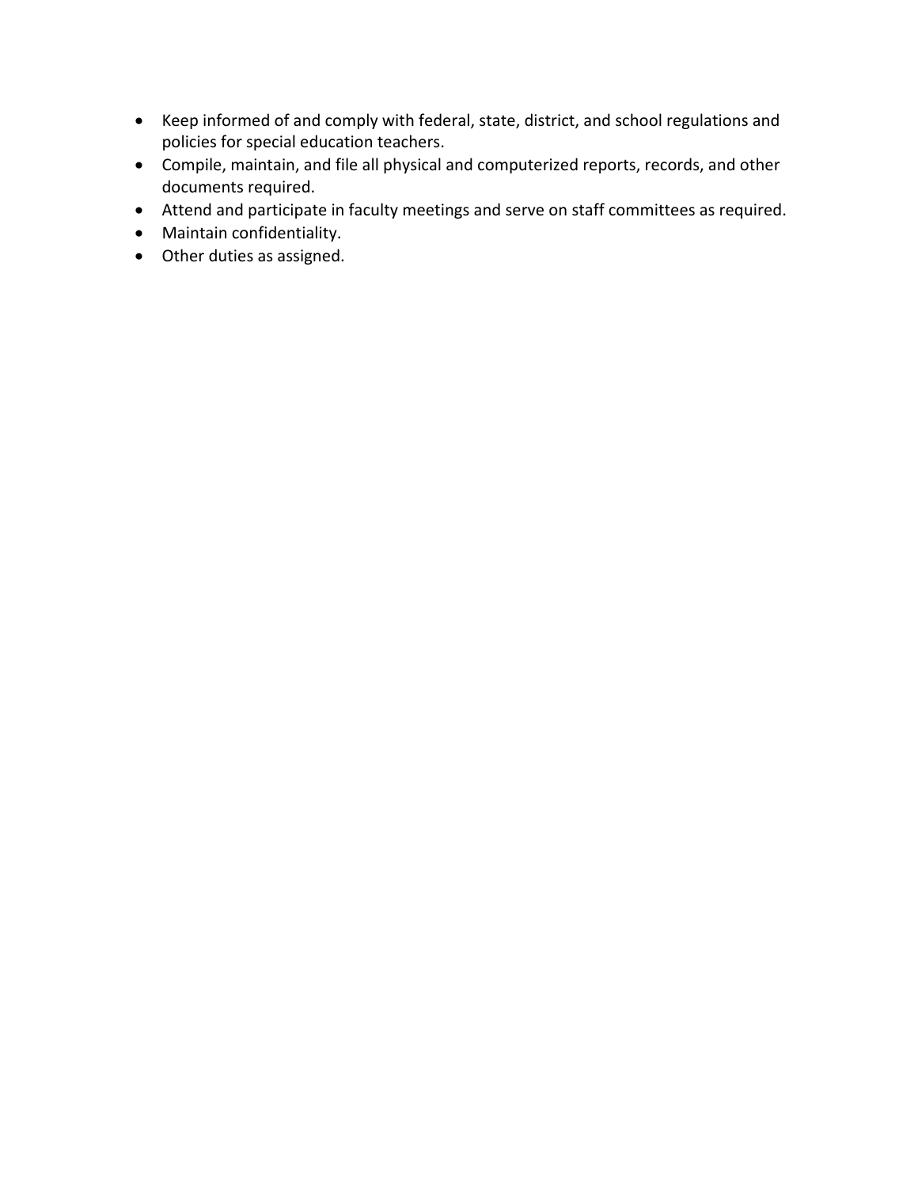- Keep informed of and comply with federal, state, district, and school regulations and policies for special education teachers.
- Compile, maintain, and file all physical and computerized reports, records, and other documents required.
- Attend and participate in faculty meetings and serve on staff committees as required.
- Maintain confidentiality.
- Other duties as assigned.